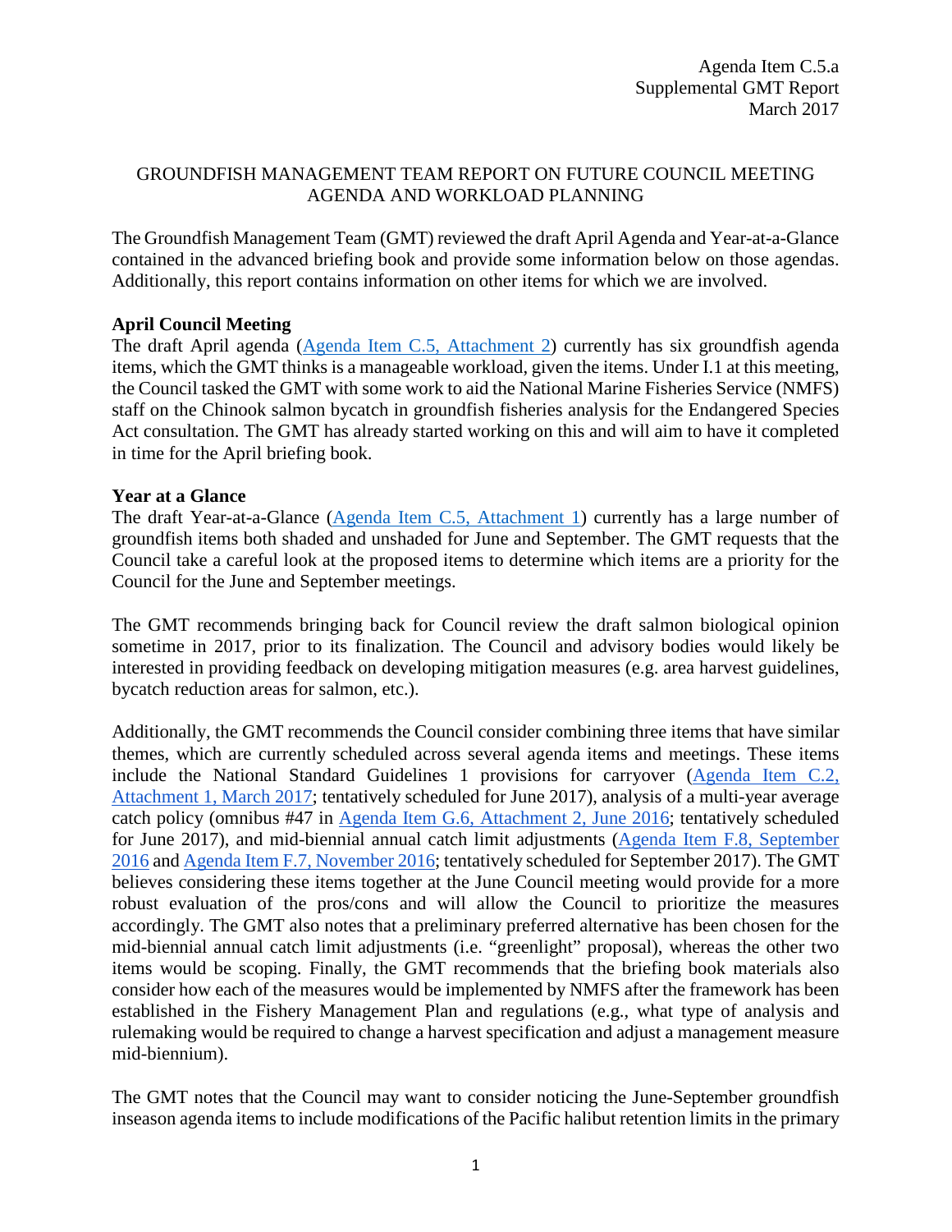Agenda Item C.5.a
Supplemental GMT Report
March 2017

GROUNDFISH MANAGEMENT TEAM REPORT ON FUTURE COUNCIL MEETING AGENDA AND WORKLOAD PLANNING

The Groundfish Management Team (GMT) reviewed the draft April Agenda and Year-at-a-Glance contained in the advanced briefing book and provide some information below on those agendas. Additionally, this report contains information on other items for which we are involved.

**April Council Meeting**

The draft April agenda (Agenda Item C.5, Attachment 2) currently has six groundfish agenda items, which the GMT thinks is a manageable workload, given the items. Under I.1 at this meeting, the Council tasked the GMT with some work to aid the National Marine Fisheries Service (NMFS) staff on the Chinook salmon bycatch in groundfish fisheries analysis for the Endangered Species Act consultation. The GMT has already started working on this and will aim to have it completed in time for the April briefing book.

**Year at a Glance**

The draft Year-at-a-Glance (Agenda Item C.5, Attachment 1) currently has a large number of groundfish items both shaded and unshaded for June and September. The GMT requests that the Council take a careful look at the proposed items to determine which items are a priority for the Council for the June and September meetings.

The GMT recommends bringing back for Council review the draft salmon biological opinion sometime in 2017, prior to its finalization. The Council and advisory bodies would likely be interested in providing feedback on developing mitigation measures (e.g. area harvest guidelines, bycatch reduction areas for salmon, etc.).

Additionally, the GMT recommends the Council consider combining three items that have similar themes, which are currently scheduled across several agenda items and meetings. These items include the National Standard Guidelines 1 provisions for carryover (Agenda Item C.2, Attachment 1, March 2017; tentatively scheduled for June 2017), analysis of a multi-year average catch policy (omnibus #47 in Agenda Item G.6, Attachment 2, June 2016; tentatively scheduled for June 2017), and mid-biennial annual catch limit adjustments (Agenda Item F.8, September 2016 and Agenda Item F.7, November 2016; tentatively scheduled for September 2017). The GMT believes considering these items together at the June Council meeting would provide for a more robust evaluation of the pros/cons and will allow the Council to prioritize the measures accordingly. The GMT also notes that a preliminary preferred alternative has been chosen for the mid-biennial annual catch limit adjustments (i.e. "greenlight" proposal), whereas the other two items would be scoping. Finally, the GMT recommends that the briefing book materials also consider how each of the measures would be implemented by NMFS after the framework has been established in the Fishery Management Plan and regulations (e.g., what type of analysis and rulemaking would be required to change a harvest specification and adjust a management measure mid-biennium).

The GMT notes that the Council may want to consider noticing the June-September groundfish inseason agenda items to include modifications of the Pacific halibut retention limits in the primary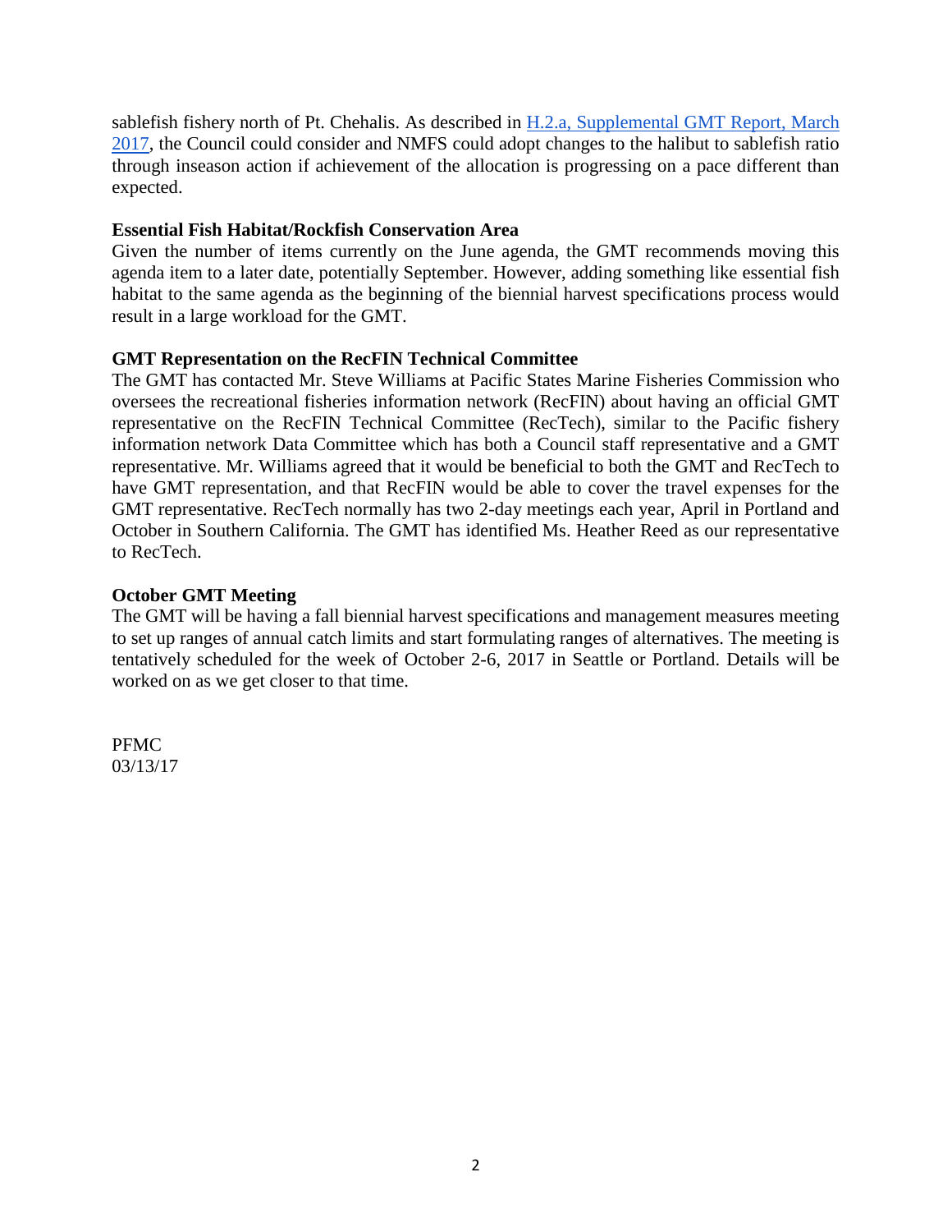sablefish fishery north of Pt. Chehalis. As described in [H.2.a, Supplemental GMT Report, March 2017](), the Council could consider and NMFS could adopt changes to the halibut to sablefish ratio through inseason action if achievement of the allocation is progressing on a pace different than expected.

**Essential Fish Habitat/Rockfish Conservation Area**
Given the number of items currently on the June agenda, the GMT recommends moving this agenda item to a later date, potentially September. However, adding something like essential fish habitat to the same agenda as the beginning of the biennial harvest specifications process would result in a large workload for the GMT.

**GMT Representation on the RecFIN Technical Committee**
The GMT has contacted Mr. Steve Williams at Pacific States Marine Fisheries Commission who oversees the recreational fisheries information network (RecFIN) about having an official GMT representative on the RecFIN Technical Committee (RecTech), similar to the Pacific fishery information network Data Committee which has both a Council staff representative and a GMT representative. Mr. Williams agreed that it would be beneficial to both the GMT and RecTech to have GMT representation, and that RecFIN would be able to cover the travel expenses for the GMT representative. RecTech normally has two 2-day meetings each year, April in Portland and October in Southern California. The GMT has identified Ms. Heather Reed as our representative to RecTech.

**October GMT Meeting**
The GMT will be having a fall biennial harvest specifications and management measures meeting to set up ranges of annual catch limits and start formulating ranges of alternatives. The meeting is tentatively scheduled for the week of October 2-6, 2017 in Seattle or Portland. Details will be worked on as we get closer to that time.

PFMC
03/13/17